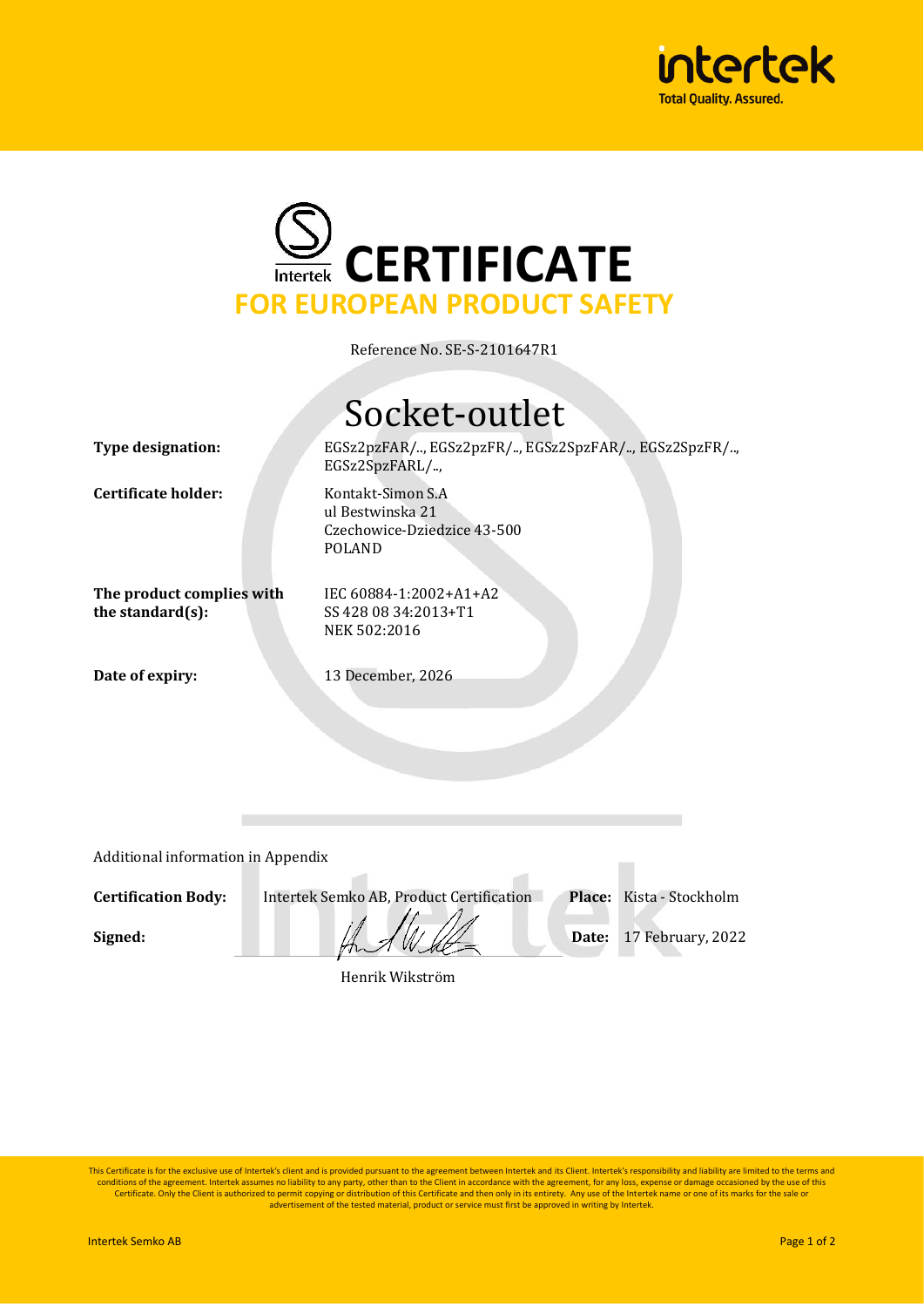# CERTIFICATE

## FOR EUROPEAN PRODUCT SAFETY

Reference No. SE-S-2101647R1

## Socket-outlet

| | |
|---|---|
| **Type designation:** | EGSz2pzFAR/.., EGSz2pzFR/.., EGSz2SpzFAR/.., EGSz2SpzFR/.., EGSz2SpzFARL/.., |
| **Certificate holder:** | Kontakt-Simon S.A<br>ul Bestwinska 21<br>Czechowice-Dziedzice 43-500<br>POLAND |
| **The product complies with the standard(s):** | IEC 60884-1:2002+A1+A2<br>SS 428 08 34:2013+T1<br>NEK 502:2016 |
| **Date of expiry:** | 13 December, 2026 |

Additional information in Appendix

**Certification Body:** Intertek Semko AB, Product Certification **Place:** Kista - Stockholm

**Signed:** **Date:** 17 February, 2022

Henrik Wikström

This Certificate is for the exclusive use of Intertek's client and is provided pursuant to the agreement between Intertek and its Client. Intertek's responsibility and liability are limited to the terms and conditions of the agreement. Intertek assumes no liability to any party, other than to the Client in accordance with the agreement, for any loss, expense or damage occasioned by the use of this Certificate. Only the Client is authorized to permit copying or distribution of this Certificate and then only in its entirety. Any use of the Intertek name or one of its marks for the sale or advertisement of the tested material, product or service must first be approved in writing by Intertek.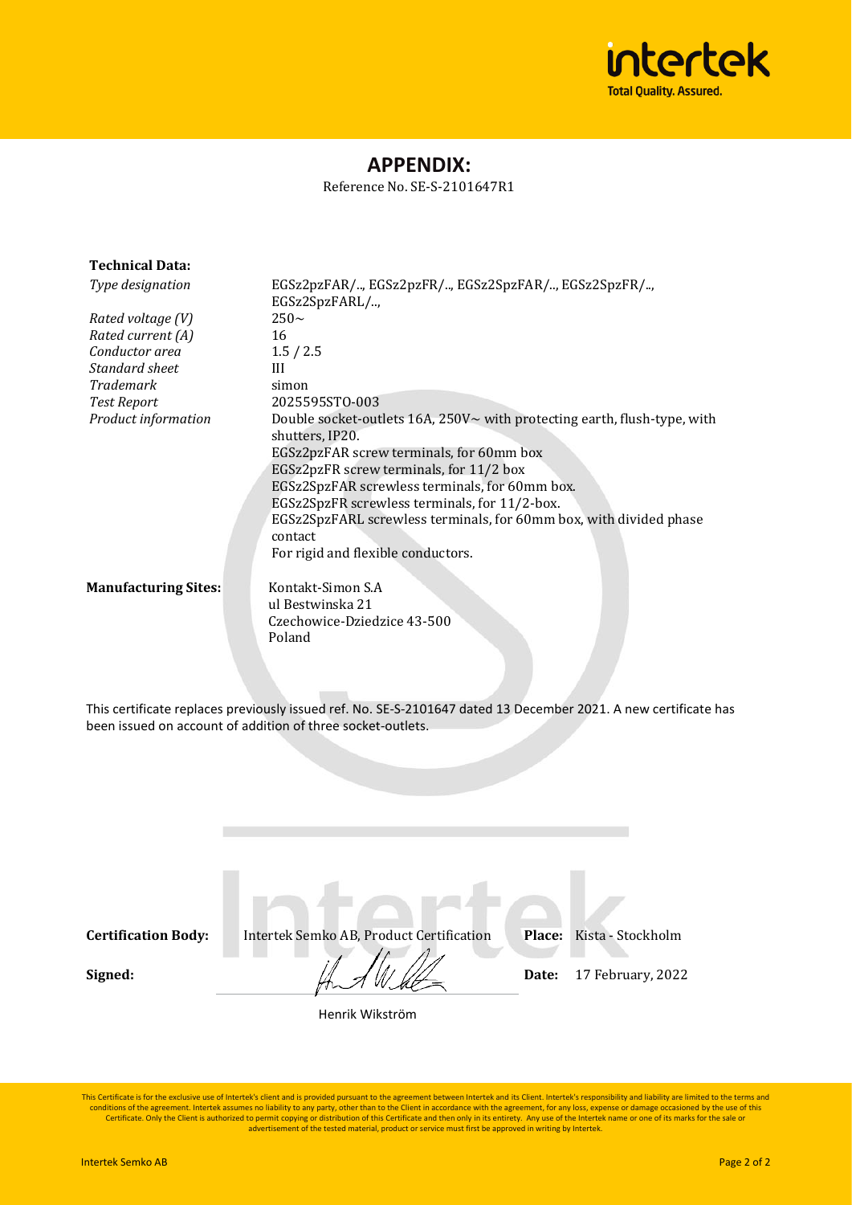# APPENDIX:

Reference No. SE-S-2101647R1

**Technical Data:**

| | |
|---|---|
| *Type designation* | EGSz2pzFAR/.., EGSz2pzFR/.., EGSz2SpzFAR/.., EGSz2SpzFR/.., EGSz2SpzFARL/.., |
| *Rated voltage (V)* | 250~ |
| *Rated current (A)* | 16 |
| *Conductor area* | 1.5 / 2.5 |
| *Standard sheet* | III |
| *Trademark* | simon |
| *Test Report* | 2025595STO-003 |
| *Product information* | Double socket-outlets 16A, 250V~ with protecting earth, flush-type, with shutters, IP20.<br>EGSz2pzFAR screw terminals, for 60mm box<br>EGSz2pzFR screw terminals, for 11/2 box<br>EGSz2SpzFAR screwless terminals, for 60mm box.<br>EGSz2SpzFR screwless terminals, for 11/2-box.<br>EGSz2SpzFARL screwless terminals, for 60mm box, with divided phase contact<br>For rigid and flexible conductors. |

**Manufacturing Sites:**

Kontakt-Simon S.A
ul Bestwinska 21
Czechowice-Dziedzice 43-500
Poland

This certificate replaces previously issued ref. No. SE-S-2101647 dated 13 December 2021. A new certificate has been issued on account of addition of three socket-outlets.

**Certification Body:** Intertek Semko AB, Product Certification **Place:** Kista - Stockholm

**Signed:** **Date:** 17 February, 2022

Henrik Wikström

This Certificate is for the exclusive use of Intertek's client and is provided pursuant to the agreement between Intertek and its Client. Intertek's responsibility and liability are limited to the terms and conditions of the agreement. Intertek assumes no liability to any party, other than to the Client in accordance with the agreement, for any loss, expense or damage occasioned by the use of this Certificate. Only the Client is authorized to permit copying or distribution of this Certificate and then only in its entirety. Any use of the Intertek name or one of its marks for the sale or advertisement of the tested material, product or service must first be approved in writing by Intertek.

Intertek Semko AB